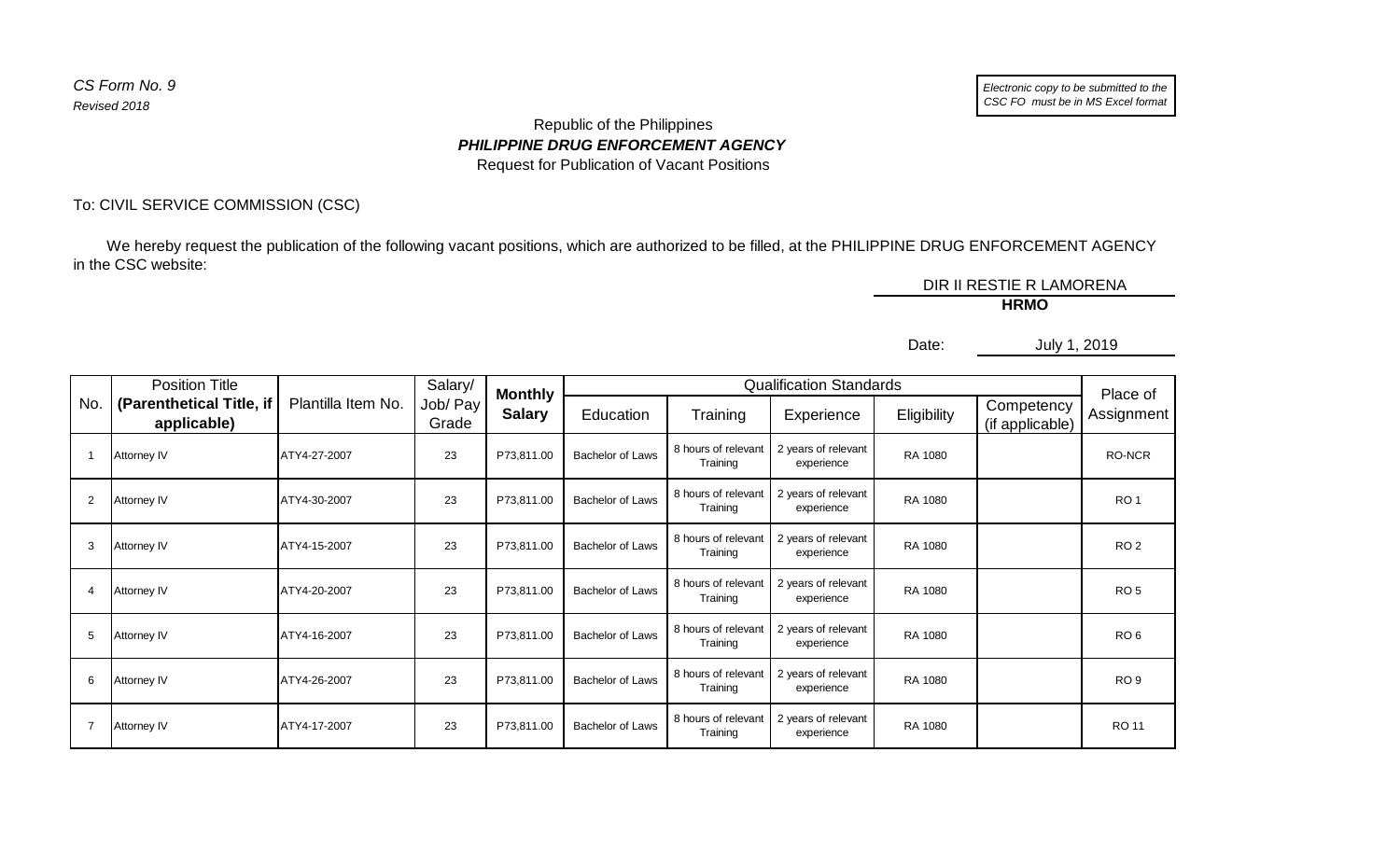*CS Form No. 9*
*Revised 2018*

*Electronic copy to be submitted to the CSC FO must be in MS Excel format*

Republic of the Philippines
***PHILIPPINE DRUG ENFORCEMENT AGENCY***
Request for Publication of Vacant Positions

To: CIVIL SERVICE COMMISSION (CSC)

We hereby request the publication of the following vacant positions, which are authorized to be filled, at the PHILIPPINE DRUG ENFORCEMENT AGENCY in the CSC website:

DIR II RESTIE R LAMORENA
**HRMO**

Date: July 1, 2019

| No. | Position Title **(Parenthetical Title, if applicable)** | Plantilla Item No. | Salary/ Job/ Pay Grade | **Monthly Salary** | Qualification Standards | | | | | Place of Assignment |
|---|---|---|---|---|---|---|---|---|---|---|
| | | | | | Education | Training | Experience | Eligibility | Competency (if applicable) | |
| 1 | Attorney IV | ATY4-27-2007 | 23 | P73,811.00 | Bachelor of Laws | 8 hours of relevant Training | 2 years of relevant experience | RA 1080 | | RO-NCR |
| 2 | Attorney IV | ATY4-30-2007 | 23 | P73,811.00 | Bachelor of Laws | 8 hours of relevant Training | 2 years of relevant experience | RA 1080 | | RO 1 |
| 3 | Attorney IV | ATY4-15-2007 | 23 | P73,811.00 | Bachelor of Laws | 8 hours of relevant Training | 2 years of relevant experience | RA 1080 | | RO 2 |
| 4 | Attorney IV | ATY4-20-2007 | 23 | P73,811.00 | Bachelor of Laws | 8 hours of relevant Training | 2 years of relevant experience | RA 1080 | | RO 5 |
| 5 | Attorney IV | ATY4-16-2007 | 23 | P73,811.00 | Bachelor of Laws | 8 hours of relevant Training | 2 years of relevant experience | RA 1080 | | RO 6 |
| 6 | Attorney IV | ATY4-26-2007 | 23 | P73,811.00 | Bachelor of Laws | 8 hours of relevant Training | 2 years of relevant experience | RA 1080 | | RO 9 |
| 7 | Attorney IV | ATY4-17-2007 | 23 | P73,811.00 | Bachelor of Laws | 8 hours of relevant Training | 2 years of relevant experience | RA 1080 | | RO 11 |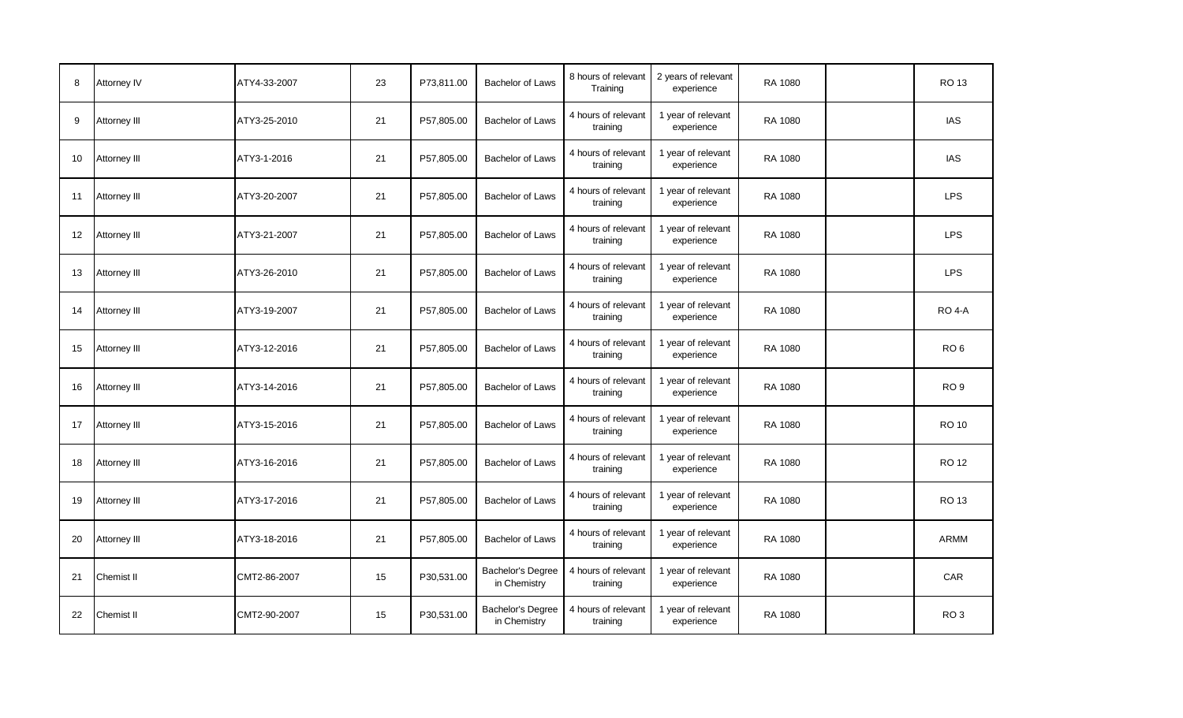| | | | | | | | | | | |
|---|---|---|---|---|---|---|---|---|---|---|
| 8 | Attorney IV | ATY4-33-2007 | 23 | P73,811.00 | Bachelor of Laws | 8 hours of relevant Training | 2 years of relevant experience | RA 1080 | | RO 13 |
| 9 | Attorney III | ATY3-25-2010 | 21 | P57,805.00 | Bachelor of Laws | 4 hours of relevant training | 1 year of relevant experience | RA 1080 | | IAS |
| 10 | Attorney III | ATY3-1-2016 | 21 | P57,805.00 | Bachelor of Laws | 4 hours of relevant training | 1 year of relevant experience | RA 1080 | | IAS |
| 11 | Attorney III | ATY3-20-2007 | 21 | P57,805.00 | Bachelor of Laws | 4 hours of relevant training | 1 year of relevant experience | RA 1080 | | LPS |
| 12 | Attorney III | ATY3-21-2007 | 21 | P57,805.00 | Bachelor of Laws | 4 hours of relevant training | 1 year of relevant experience | RA 1080 | | LPS |
| 13 | Attorney III | ATY3-26-2010 | 21 | P57,805.00 | Bachelor of Laws | 4 hours of relevant training | 1 year of relevant experience | RA 1080 | | LPS |
| 14 | Attorney III | ATY3-19-2007 | 21 | P57,805.00 | Bachelor of Laws | 4 hours of relevant training | 1 year of relevant experience | RA 1080 | | RO 4-A |
| 15 | Attorney III | ATY3-12-2016 | 21 | P57,805.00 | Bachelor of Laws | 4 hours of relevant training | 1 year of relevant experience | RA 1080 | | RO 6 |
| 16 | Attorney III | ATY3-14-2016 | 21 | P57,805.00 | Bachelor of Laws | 4 hours of relevant training | 1 year of relevant experience | RA 1080 | | RO 9 |
| 17 | Attorney III | ATY3-15-2016 | 21 | P57,805.00 | Bachelor of Laws | 4 hours of relevant training | 1 year of relevant experience | RA 1080 | | RO 10 |
| 18 | Attorney III | ATY3-16-2016 | 21 | P57,805.00 | Bachelor of Laws | 4 hours of relevant training | 1 year of relevant experience | RA 1080 | | RO 12 |
| 19 | Attorney III | ATY3-17-2016 | 21 | P57,805.00 | Bachelor of Laws | 4 hours of relevant training | 1 year of relevant experience | RA 1080 | | RO 13 |
| 20 | Attorney III | ATY3-18-2016 | 21 | P57,805.00 | Bachelor of Laws | 4 hours of relevant training | 1 year of relevant experience | RA 1080 | | ARMM |
| 21 | Chemist II | CMT2-86-2007 | 15 | P30,531.00 | Bachelor's Degree in Chemistry | 4 hours of relevant training | 1 year of relevant experience | RA 1080 | | CAR |
| 22 | Chemist II | CMT2-90-2007 | 15 | P30,531.00 | Bachelor's Degree in Chemistry | 4 hours of relevant training | 1 year of relevant experience | RA 1080 | | RO 3 |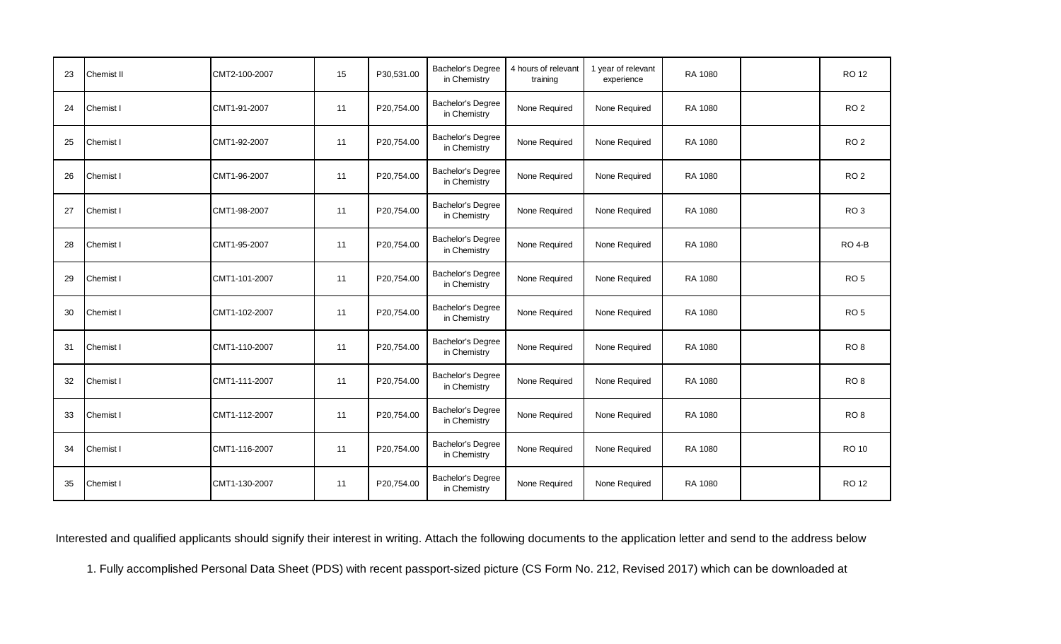| | | | | | | | | | | |
|---|---|---|---|---|---|---|---|---|---|---|
| 23 | Chemist II | CMT2-100-2007 | 15 | P30,531.00 | Bachelor's Degree in Chemistry | 4 hours of relevant training | 1 year of relevant experience | RA 1080 | | RO 12 |
| 24 | Chemist I | CMT1-91-2007 | 11 | P20,754.00 | Bachelor's Degree in Chemistry | None Required | None Required | RA 1080 | | RO 2 |
| 25 | Chemist I | CMT1-92-2007 | 11 | P20,754.00 | Bachelor's Degree in Chemistry | None Required | None Required | RA 1080 | | RO 2 |
| 26 | Chemist I | CMT1-96-2007 | 11 | P20,754.00 | Bachelor's Degree in Chemistry | None Required | None Required | RA 1080 | | RO 2 |
| 27 | Chemist I | CMT1-98-2007 | 11 | P20,754.00 | Bachelor's Degree in Chemistry | None Required | None Required | RA 1080 | | RO 3 |
| 28 | Chemist I | CMT1-95-2007 | 11 | P20,754.00 | Bachelor's Degree in Chemistry | None Required | None Required | RA 1080 | | RO 4-B |
| 29 | Chemist I | CMT1-101-2007 | 11 | P20,754.00 | Bachelor's Degree in Chemistry | None Required | None Required | RA 1080 | | RO 5 |
| 30 | Chemist I | CMT1-102-2007 | 11 | P20,754.00 | Bachelor's Degree in Chemistry | None Required | None Required | RA 1080 | | RO 5 |
| 31 | Chemist I | CMT1-110-2007 | 11 | P20,754.00 | Bachelor's Degree in Chemistry | None Required | None Required | RA 1080 | | RO 8 |
| 32 | Chemist I | CMT1-111-2007 | 11 | P20,754.00 | Bachelor's Degree in Chemistry | None Required | None Required | RA 1080 | | RO 8 |
| 33 | Chemist I | CMT1-112-2007 | 11 | P20,754.00 | Bachelor's Degree in Chemistry | None Required | None Required | RA 1080 | | RO 8 |
| 34 | Chemist I | CMT1-116-2007 | 11 | P20,754.00 | Bachelor's Degree in Chemistry | None Required | None Required | RA 1080 | | RO 10 |
| 35 | Chemist I | CMT1-130-2007 | 11 | P20,754.00 | Bachelor's Degree in Chemistry | None Required | None Required | RA 1080 | | RO 12 |

Interested and qualified applicants should signify their interest in writing. Attach the following documents to the application letter and send to the address below

1. Fully accomplished Personal Data Sheet (PDS) with recent passport-sized picture (CS Form No. 212, Revised 2017) which can be downloaded at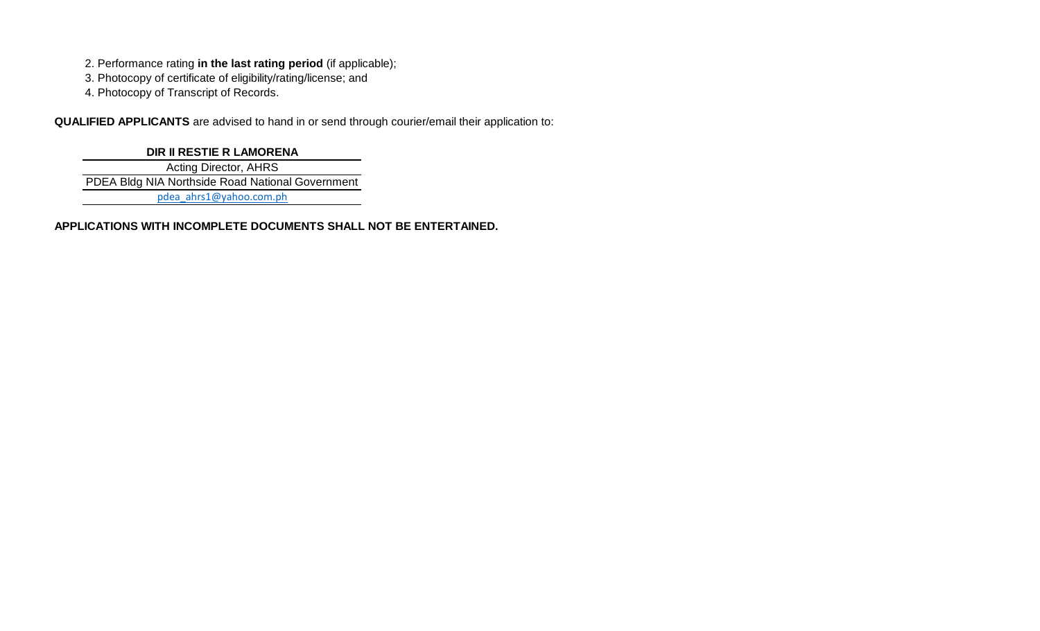2. Performance rating **in the last rating period** (if applicable);
3. Photocopy of certificate of eligibility/rating/license; and
4. Photocopy of Transcript of Records.

**QUALIFIED APPLICANTS** are advised to hand in or send through courier/email their application to:

**DIR II RESTIE R LAMORENA**
Acting Director, AHRS
PDEA Bldg NIA Northside Road National Government
pdea_ahrs1@yahoo.com.ph

**APPLICATIONS WITH INCOMPLETE DOCUMENTS SHALL NOT BE ENTERTAINED.**